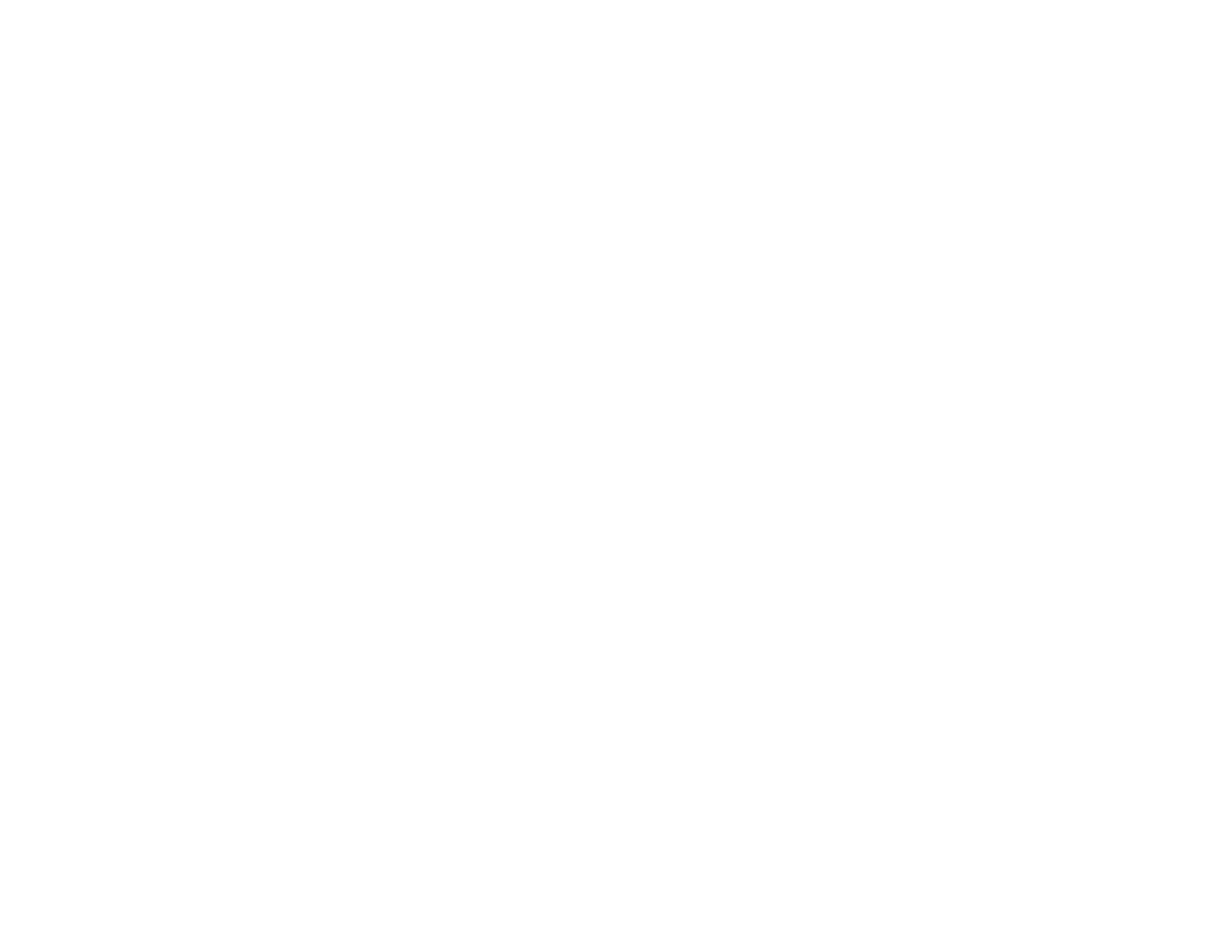## **CITY OF RANCHO PALOS VERDES SUMMARY OF EXPENDITURES - ALL FUNDS**

#### **January 31, 2021**

|             |                                                                                                                                                                                    |                       |                    | FY 2020-21         |                                        | FY 2019-20  |                                        |                                                   |           |
|-------------|------------------------------------------------------------------------------------------------------------------------------------------------------------------------------------|-----------------------|--------------------|--------------------|----------------------------------------|-------------|----------------------------------------|---------------------------------------------------|-----------|
| <b>FUND</b> | <b>FUND DESCRIPTION</b>                                                                                                                                                            | <b>REVISED BUDGET</b> | <b>YTD ACTUALS</b> | <b>YTD ENCUMB.</b> | <b>YTD ACTUALS +</b><br><b>ENCUMB.</b> | <b>USED</b> | <b>YTD ACTUALS +</b><br><b>ENCUMB.</b> | YEAR OVER YEAR CHANGE<br><b>ACTUALS + ENCUMB.</b> |           |
|             | 101 GENERAL FUND                                                                                                                                                                   |                       |                    |                    |                                        |             |                                        |                                                   |           |
|             | <b>CITY COUNCIL</b>                                                                                                                                                                | 102,900<br>\$         | 47,019 \$<br>\$    |                    | 0 <sup>5</sup><br>47,019               | 45.7%       | Ŝ.<br>55,575                           | (58, 556)                                         | $-15.4%$  |
|             | 1,000,000<br><b>LEGAL SERVICES</b><br><b>CITY CLERK</b><br>541,000<br>770,300<br><b>CITY MANAGER</b><br><b>CITY ADMINISTRATION</b><br>471,400<br>316,000<br><b>HUMAN RESOURCES</b> |                       | 478,967            | $\mathbf{0}$       | 478,967                                | 47.9%       | 545,316                                | (66, 349)                                         | $-12.2%$  |
|             |                                                                                                                                                                                    |                       | 202,416            | 2,517              | 204,933                                | 37.9%       | 626,058                                | (421, 125)                                        | $-67.3%$  |
|             |                                                                                                                                                                                    |                       | 333,793            | $\mathbf{0}$       | 333,793                                | 43.3%       | 369,432                                | (35, 639)                                         | $-9.6%$   |
|             |                                                                                                                                                                                    |                       | 126,467            | 31,940             | 158,407                                | 33.6%       | 197,480                                | (39,073)                                          | $-19.8%$  |
|             |                                                                                                                                                                                    |                       | 180,345            | 859                | 181,203                                | 57.3%       | 222,646                                | (41, 443)                                         | $-18.6%$  |
|             | 1,239,300<br>INFORMATION TECHNOLOGIES                                                                                                                                              |                       | 695,250            | 184,644            | 879,895                                | 71.0%       | 855,439                                | 24,456                                            | 2.9%      |
|             | <b>FINANCE</b>                                                                                                                                                                     | 1,591,072             | 776,989            | 42,979             | 819,968                                | 51.5%       | 995,080                                | (175, 113)                                        | $-17.6%$  |
|             | <b>PUBLIC WORKS</b>                                                                                                                                                                | 5,554,384             | 2,106,781          | 1,364,840          | 3,471,621                              | 62.5%       | 4,957,113                              | (1,485,491)                                       | $-30.0%$  |
|             | <b>COMMUNITY DEVELOPMENT</b>                                                                                                                                                       | 3,184,300             | 1,296,148          | 285,095            | 1,581,243                              | 49.7%       | 2,099,771                              | (518, 528)                                        | $-24.7%$  |
|             | <b>RECREATIONAL &amp; PARKS</b>                                                                                                                                                    | 3,285,341             | 1,356,831          | 69,863             | 1,426,694                              | 43.4%       | 1,528,145                              | (101, 451)                                        | $-6.6%$   |
|             | PUBLIC SAFETY                                                                                                                                                                      | 7,407,200             | 3,629,188          | 3,581,374          | 7,210,562                              | 97.3%       | 7,053,552                              | 157,010                                           | 2.2%      |
|             | NON-DEPARTMENTAL                                                                                                                                                                   | 1,905,189             | 919,258            | 76,990             | 996,247                                | 52.3%       | 802,823                                | 193,424                                           | 24.1%     |
|             | <b>TRANSFERS OUT</b>                                                                                                                                                               | 2,170,500             | 1,188,500          | $\overline{0}$     | 1,188,500                              | 54.8%       | 2,058,450                              | (869, 950)                                        | $-42.3%$  |
|             | <b>EMERGENCY OPERATION CENTER</b>                                                                                                                                                  | 0                     | 215,017            | 53,506             | 268,523                                | 0.0%        | 0                                      | 268,523                                           | 0.0%      |
|             | <b>TOTAL GENERAL FUND</b>                                                                                                                                                          | 29,538,886            | 13,552,969         | 5,694,606          | 19,247,575                             | 65.2%       | 22,366,879                             | (3, 119, 305)                                     | $-13.9%$  |
|             | <b>200 SPECIAL REVENUE FUNDS</b>                                                                                                                                                   |                       |                    |                    |                                        |             |                                        |                                                   |           |
|             | 202 STREET MAINTENANCE                                                                                                                                                             | 3,061,490             | 2,040,946          | 704,128            | 2,745,074                              | 89.7%       | 3,079,358                              | (334, 284)                                        | $-10.9\%$ |
|             | 209 EL PRADO LIGHTING DISTRICT                                                                                                                                                     | 800                   | $\mathbf 0$        | $\overline{0}$     | $\mathbf 0$                            | 0.0%        | $\mathbf 0$                            | $\mathbf{0}$                                      | 0.0%      |
|             | 211 1911 ACT STREET LIGHTING                                                                                                                                                       | 870,740               | 197,337            | 479,706            | 677,042                                | 77.8%       | 1,333,086                              | (656, 043)                                        | $-49.2%$  |
|             | 213 WASTE REDUCTION                                                                                                                                                                | 287,500               | 97,670             | 83,685             | 181,355                                | 63.1%       | 194,025                                | (12,671)                                          | $-6.5%$   |
|             | 214 AIR QUALITY MANAGEMENT                                                                                                                                                         | 57,000                | 18,814             | 31,190             | 50,004                                 | 87.7%       | 0                                      | 50,004                                            | 0.0%      |
|             | 215 PROPOSITION C                                                                                                                                                                  | 950,379               | 1,141              | 899,464            | 900,605                                | 94.8%       | 696,231                                | 204,374                                           | 29.4%     |
|             | 216 PROPOSITION A                                                                                                                                                                  | 1,471,129             | 916,458            | 534,823            | 1,451,282                              | 98.7%       | 1,136,444                              | 314,837                                           | 27.7%     |
|             | 217 PUBLIC SAFETY GRANTS                                                                                                                                                           | 130,000               | 65,000             | $\overline{0}$     | 65,000                                 | 50.0%       | 87,500                                 | (22,500)                                          | $-25.7%$  |
|             | 220 MEASURE R                                                                                                                                                                      | 1,033,802             | 254,126            | 631,530            | 885,655                                | 85.7%       | 363,669                                | 521,986                                           | 143.5%    |
|             | 221 MEASURE M                                                                                                                                                                      | 536,000               | 159,215            | 113,076            | 272,291                                | 50.8%       | 564,093                                | (291, 803)                                        | $-51.7%$  |
|             |                                                                                                                                                                                    |                       |                    |                    |                                        |             |                                        |                                                   |           |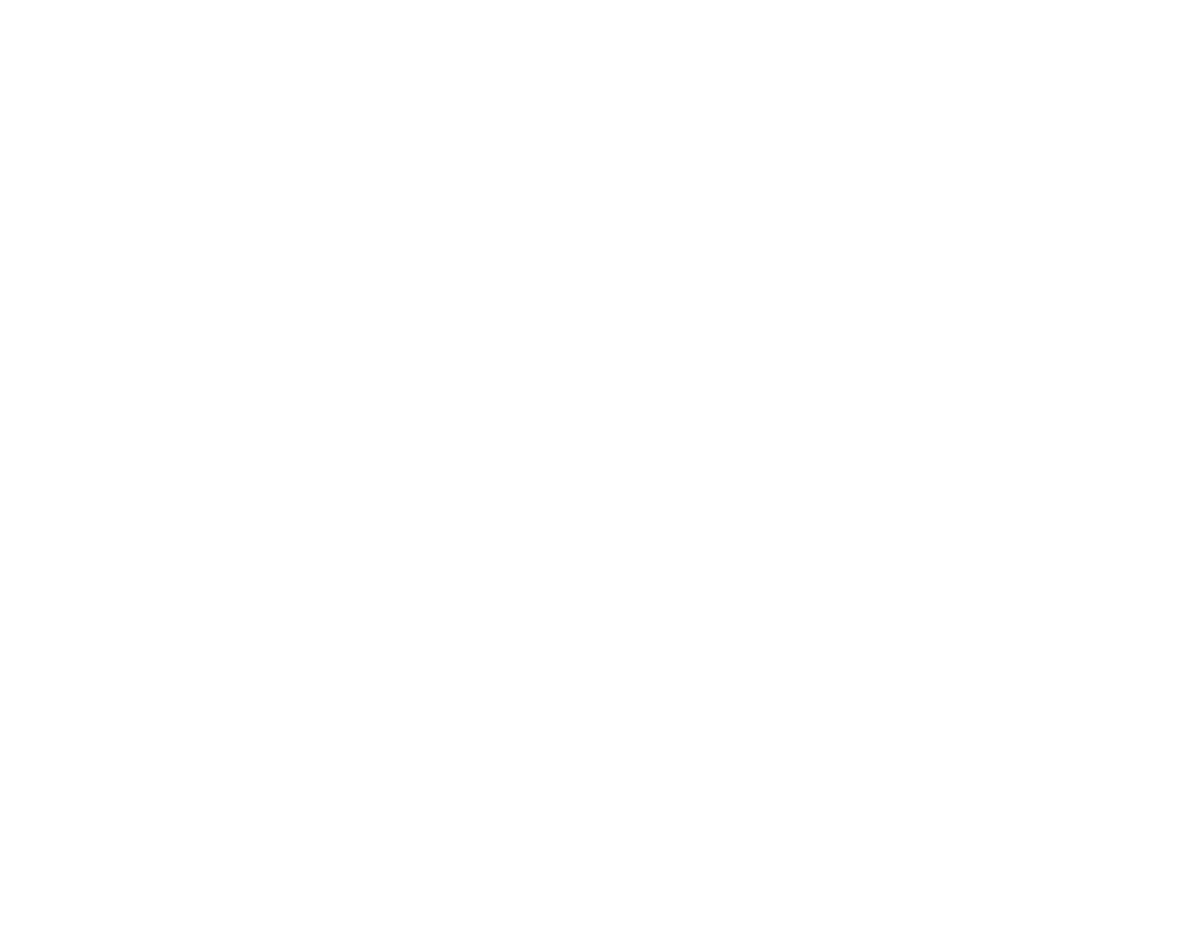# **CITY OF RANCHO PALOS VERDES SUMMARY OF EXPENDITURES - ALL FUNDS**

## **January 31, 2021**

|             |                                              |                       |                    | FY 2020-21         |                                        |             | FY 2019-20                             |                                                   |                       |
|-------------|----------------------------------------------|-----------------------|--------------------|--------------------|----------------------------------------|-------------|----------------------------------------|---------------------------------------------------|-----------------------|
| <b>FUND</b> | <b>FUND DESCRIPTION</b>                      | <b>REVISED BUDGET</b> | <b>YTD ACTUALS</b> | <b>YTD ENCUMB.</b> | <b>YTD ACTUALS +</b><br><b>ENCUMB.</b> | <b>USED</b> | <b>YTD ACTUALS +</b><br><b>ENCUMB.</b> | YEAR OVER YEAR CHANGE<br><b>ACTUALS + ENCUMB.</b> |                       |
|             | 222 HABITAT RESTORATION                      | 184,900               | 92,450             | 92,450             | 184,900                                | 100.0%      | 179,497                                | 5,403                                             | 3.0%                  |
|             | 223 SUBREGION ONE MAINTENANCE                | 41,600                | 19,118             | 4,410              | 23,528                                 | 56.6%       | 37,552                                 | (14, 025)                                         | $-37.3%$              |
|             | 224 MEASURE A MAINTENANCE                    | 100,000               | 50,000             | 0                  | 50,000                                 | 50.0%       | 50,000                                 | 0                                                 | 0.0%                  |
| 225         | ABALONE COVE SEWER DISTRICT                  | 151,715               | 36,786             | 65,049<br>$\Omega$ | 101,834                                | 67.1%       | 157,247<br>1,045                       | (55, 413)<br>(1,045)                              | $-35.2%$<br>$-100.0%$ |
|             | 227 GINSBERG CULTURAL ARTS BLDG.             | $\Omega$              | 0                  |                    | 0                                      | 0.0%        |                                        |                                                   |                       |
|             | 228 DONOR RESTRICTED CONTRIBUTIONS           | 38,422                | 3,972              | 25,089             | 29,061                                 |             | 37,859                                 | (8, 798)                                          | $-23.2%$              |
|             | <b>TOTAL SPECIAL REVENUE FUNDS</b>           | 8,915,476             | 3,953,031          | 3,664,599          | 7,617,630                              | 85.4%       | 7,917,607                              | (299, 976)                                        | $-3.8%$               |
|             |                                              |                       |                    |                    |                                        |             |                                        |                                                   |                       |
| 300         | <b>CAPITAL PROJECTS FUNDS</b>                |                       |                    |                    |                                        |             |                                        |                                                   |                       |
|             | 310 COMMUNITY DEVELOPMENT BLOCK GRANT (CDBG) | 258,999               | 12,339             | 30,060             | 42,399                                 | 16.4%       | 299,293                                | (256, 894)                                        | $-85.8%$              |
|             | 330 INFRASTRUCTURE IMPROVEMENTS              | 3,784,636             | 604,496            | 1,273,534          | 1,878,030                              | 49.6%       | 7,414,534                              | (5,536,504)                                       | $-74.7%$              |
|             | 331 FEDERAL GRANTS                           | $\mathbf 0$           | 0                  | $\mathbf 0$        | 0                                      | 0.0%        | 0                                      | $\mathbf 0$                                       | 0.0%                  |
|             | 332 STATE GRANTS                             | 212,945               | 31,594             | 189,232            | 220,826                                | 103.7%      | 496,778                                | (275, 952)                                        | $-55.5%$              |
|             | 334 QUIMBY PARK DEVELOPMENT                  | 300,790               | 2,661              | 265,329            | 267,990                                | 89.1%       | 862,194                                | (594, 204)                                        | $-68.9%$              |
|             | 336 LOW-MODERATE INCOME HOUSING              | $\mathbf 0$           | $\mathbf{0}$       | $\mathbf{0}$       | $\mathbf 0$                            | 0.0%        | 0                                      | $\mathbf{0}$                                      | 0.0%                  |
|             | 338 DEVELOPMENT IMPACT MITIGATION (EET)      | 210,000               | 79,862             | 76,948             | 156,810                                | 74.7%       | 314,165                                | (157, 355)                                        | $-50.1%$              |
|             | 343 MEASURE W                                | 213,537               | $\mathbf{0}$       | 213,537            | 213,537                                | 100.0%      | 0                                      | 213,537                                           | 0.0%                  |
|             | <b>TOTAL CAPITAL PROJECTS FUNDS</b>          | 4,980,907             | 730,952            | 2,048,639          | 2,779,591                              | 55.8%       | 9,386,964                              | (6,607,372)                                       | $-70.4%$              |
|             |                                              |                       |                    |                    |                                        |             |                                        |                                                   |                       |
| 600         | <b>INTERNAL SERVICE FUND</b>                 |                       |                    |                    |                                        |             |                                        |                                                   |                       |
|             | 681 EQUIPMENT REPLACEMENT                    | 788,997               | 113,430            | 60,679             | 174,109                                | 22.1%       | 526,951                                | (352, 842)                                        | $-67.0%$              |
|             | <b>TOTAL INTERNAL SERVICE FUNDS</b>          | 788,997               | 113,430            | 60,679             | 174,109                                | 22.1%       | 526,951                                | (352, 842)                                        | $-67.0%$              |
|             |                                              |                       |                    |                    |                                        |             |                                        |                                                   |                       |
|             | <b>REDEVELOPMENT AGENCY</b>                  |                       |                    |                    |                                        |             |                                        |                                                   |                       |
|             | 701 REDEVELOPMENT OBLIGATION                 | $\Omega$              | 275                | 0                  | 275                                    | 0.0%        | 1,726                                  | (1,451)                                           | $-84.1%$              |
|             | <b>TOTAL REDEVELOPMENT AGENCY</b>            | 0                     | 275                | $\bf{0}$           | 275                                    | 0.0%        | 1,726                                  | (1,451)                                           | $-84.1%$              |